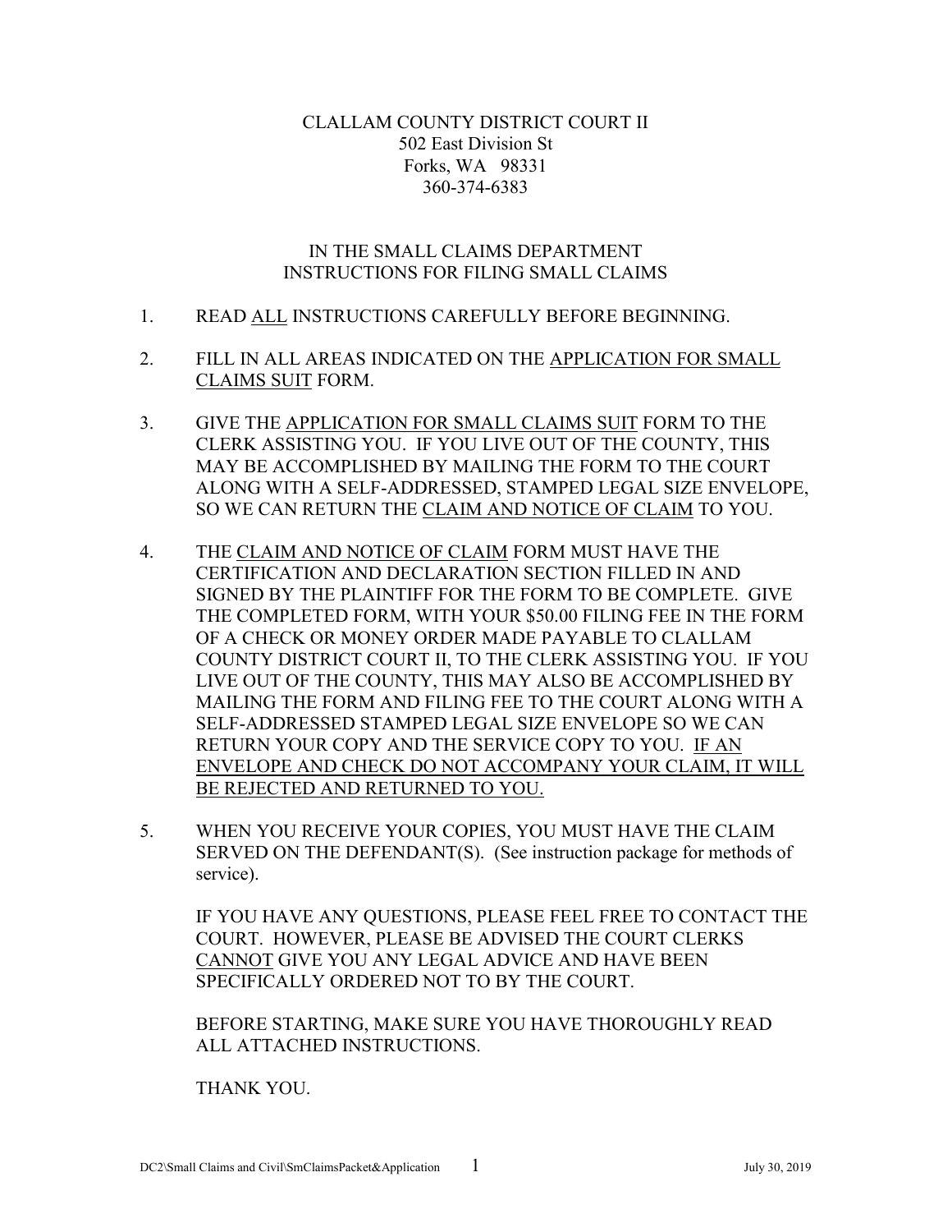CLALLAM COUNTY DISTRICT COURT II
502 East Division St
Forks, WA 98331
360-374-6383

## IN THE SMALL CLAIMS DEPARTMENT
## INSTRUCTIONS FOR FILING SMALL CLAIMS

1. READ <u>ALL</u> INSTRUCTIONS CAREFULLY BEFORE BEGINNING.

2. FILL IN ALL AREAS INDICATED ON THE <u>APPLICATION FOR SMALL CLAIMS SUIT</u> FORM.

3. GIVE THE <u>APPLICATION FOR SMALL CLAIMS SUIT</u> FORM TO THE CLERK ASSISTING YOU. IF YOU LIVE OUT OF THE COUNTY, THIS MAY BE ACCOMPLISHED BY MAILING THE FORM TO THE COURT ALONG WITH A SELF-ADDRESSED, STAMPED LEGAL SIZE ENVELOPE, SO WE CAN RETURN THE <u>CLAIM AND NOTICE OF CLAIM</u> TO YOU.

4. THE <u>CLAIM AND NOTICE OF CLAIM</u> FORM MUST HAVE THE CERTIFICATION AND DECLARATION SECTION FILLED IN AND SIGNED BY THE PLAINTIFF FOR THE FORM TO BE COMPLETE. GIVE THE COMPLETED FORM, WITH YOUR $50.00 FILING FEE IN THE FORM OF A CHECK OR MONEY ORDER MADE PAYABLE TO CLALLAM COUNTY DISTRICT COURT II, TO THE CLERK ASSISTING YOU. IF YOU LIVE OUT OF THE COUNTY, THIS MAY ALSO BE ACCOMPLISHED BY MAILING THE FORM AND FILING FEE TO THE COURT ALONG WITH A SELF-ADDRESSED STAMPED LEGAL SIZE ENVELOPE SO WE CAN RETURN YOUR COPY AND THE SERVICE COPY TO YOU. <u>IF AN ENVELOPE AND CHECK DO NOT ACCOMPANY YOUR CLAIM, IT WILL BE REJECTED AND RETURNED TO YOU.</u>

5. WHEN YOU RECEIVE YOUR COPIES, YOU MUST HAVE THE CLAIM SERVED ON THE DEFENDANT(S). (See instruction package for methods of service).

   IF YOU HAVE ANY QUESTIONS, PLEASE FEEL FREE TO CONTACT THE COURT. HOWEVER, PLEASE BE ADVISED THE COURT CLERKS <u>CANNOT</u> GIVE YOU ANY LEGAL ADVICE AND HAVE BEEN SPECIFICALLY ORDERED NOT TO BY THE COURT.

   BEFORE STARTING, MAKE SURE YOU HAVE THOROUGHLY READ ALL ATTACHED INSTRUCTIONS.

   THANK YOU.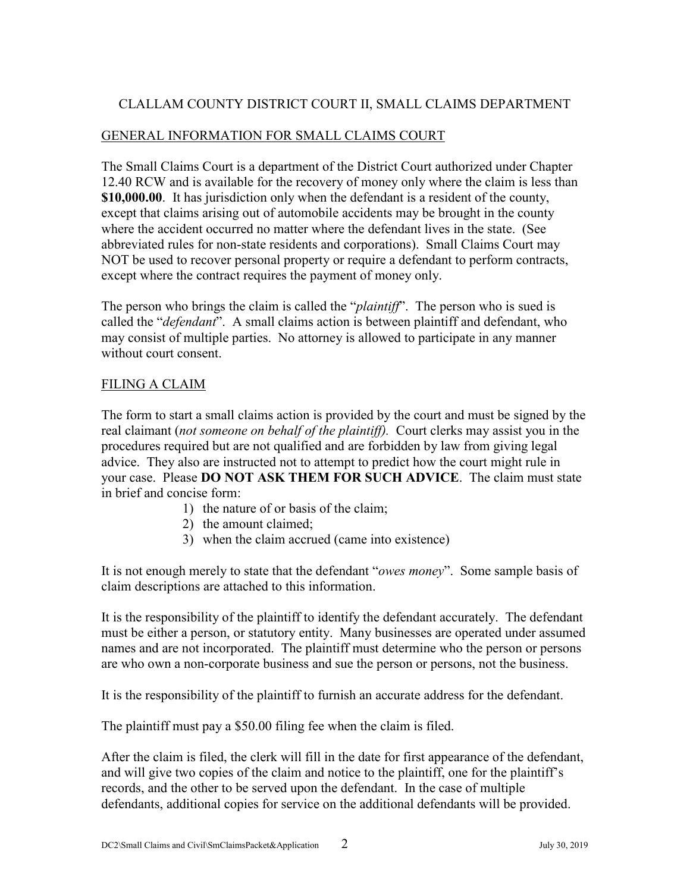CLALLAM COUNTY DISTRICT COURT II, SMALL CLAIMS DEPARTMENT

GENERAL INFORMATION FOR SMALL CLAIMS COURT

The Small Claims Court is a department of the District Court authorized under Chapter 12.40 RCW and is available for the recovery of money only where the claim is less than **$10,000.00**. It has jurisdiction only when the defendant is a resident of the county, except that claims arising out of automobile accidents may be brought in the county where the accident occurred no matter where the defendant lives in the state. (See abbreviated rules for non-state residents and corporations). Small Claims Court may NOT be used to recover personal property or require a defendant to perform contracts, except where the contract requires the payment of money only.

The person who brings the claim is called the "*plaintiff*". The person who is sued is called the "*defendant*". A small claims action is between plaintiff and defendant, who may consist of multiple parties. No attorney is allowed to participate in any manner without court consent.

FILING A CLAIM

The form to start a small claims action is provided by the court and must be signed by the real claimant (*not someone on behalf of the plaintiff).* Court clerks may assist you in the procedures required but are not qualified and are forbidden by law from giving legal advice. They also are instructed not to attempt to predict how the court might rule in your case. Please **DO NOT ASK THEM FOR SUCH ADVICE**. The claim must state in brief and concise form:

1) the nature of or basis of the claim;
2) the amount claimed;
3) when the claim accrued (came into existence)

It is not enough merely to state that the defendant "*owes money*". Some sample basis of claim descriptions are attached to this information.

It is the responsibility of the plaintiff to identify the defendant accurately. The defendant must be either a person, or statutory entity. Many businesses are operated under assumed names and are not incorporated. The plaintiff must determine who the person or persons are who own a non-corporate business and sue the person or persons, not the business.

It is the responsibility of the plaintiff to furnish an accurate address for the defendant.

The plaintiff must pay a $50.00 filing fee when the claim is filed.

After the claim is filed, the clerk will fill in the date for first appearance of the defendant, and will give two copies of the claim and notice to the plaintiff, one for the plaintiff's records, and the other to be served upon the defendant. In the case of multiple defendants, additional copies for service on the additional defendants will be provided.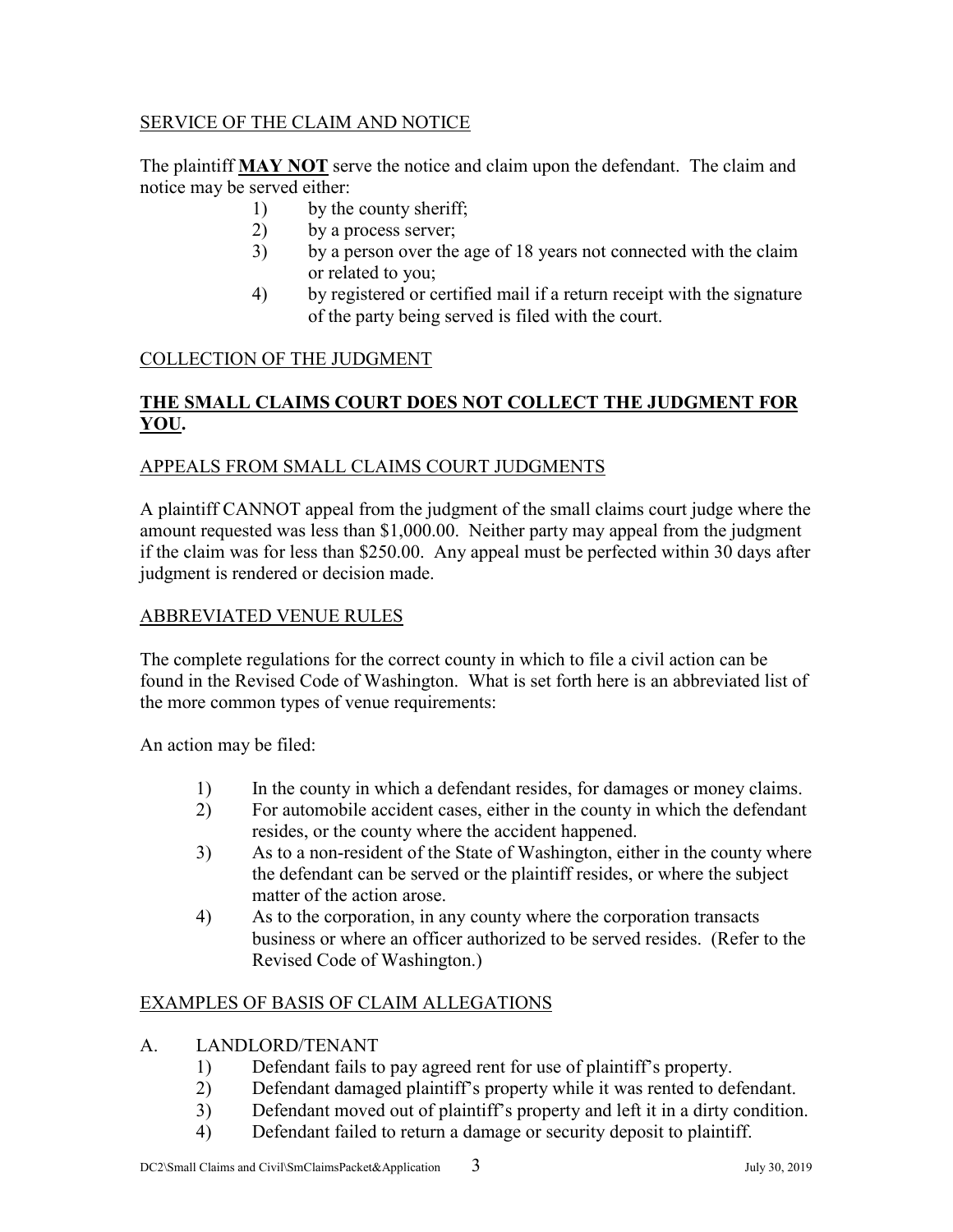## SERVICE OF THE CLAIM AND NOTICE

The plaintiff **MAY NOT** serve the notice and claim upon the defendant. The claim and notice may be served either:

1) by the county sheriff;
2) by a process server;
3) by a person over the age of 18 years not connected with the claim or related to you;
4) by registered or certified mail if a return receipt with the signature of the party being served is filed with the court.

## COLLECTION OF THE JUDGMENT

**THE SMALL CLAIMS COURT DOES NOT COLLECT THE JUDGMENT FOR YOU.**

## APPEALS FROM SMALL CLAIMS COURT JUDGMENTS

A plaintiff CANNOT appeal from the judgment of the small claims court judge where the amount requested was less than $1,000.00. Neither party may appeal from the judgment if the claim was for less than $250.00. Any appeal must be perfected within 30 days after judgment is rendered or decision made.

## ABBREVIATED VENUE RULES

The complete regulations for the correct county in which to file a civil action can be found in the Revised Code of Washington. What is set forth here is an abbreviated list of the more common types of venue requirements:

An action may be filed:

1) In the county in which a defendant resides, for damages or money claims.
2) For automobile accident cases, either in the county in which the defendant resides, or the county where the accident happened.
3) As to a non-resident of the State of Washington, either in the county where the defendant can be served or the plaintiff resides, or where the subject matter of the action arose.
4) As to the corporation, in any county where the corporation transacts business or where an officer authorized to be served resides. (Refer to the Revised Code of Washington.)

## EXAMPLES OF BASIS OF CLAIM ALLEGATIONS

A. LANDLORD/TENANT

1) Defendant fails to pay agreed rent for use of plaintiff's property.
2) Defendant damaged plaintiff's property while it was rented to defendant.
3) Defendant moved out of plaintiff's property and left it in a dirty condition.
4) Defendant failed to return a damage or security deposit to plaintiff.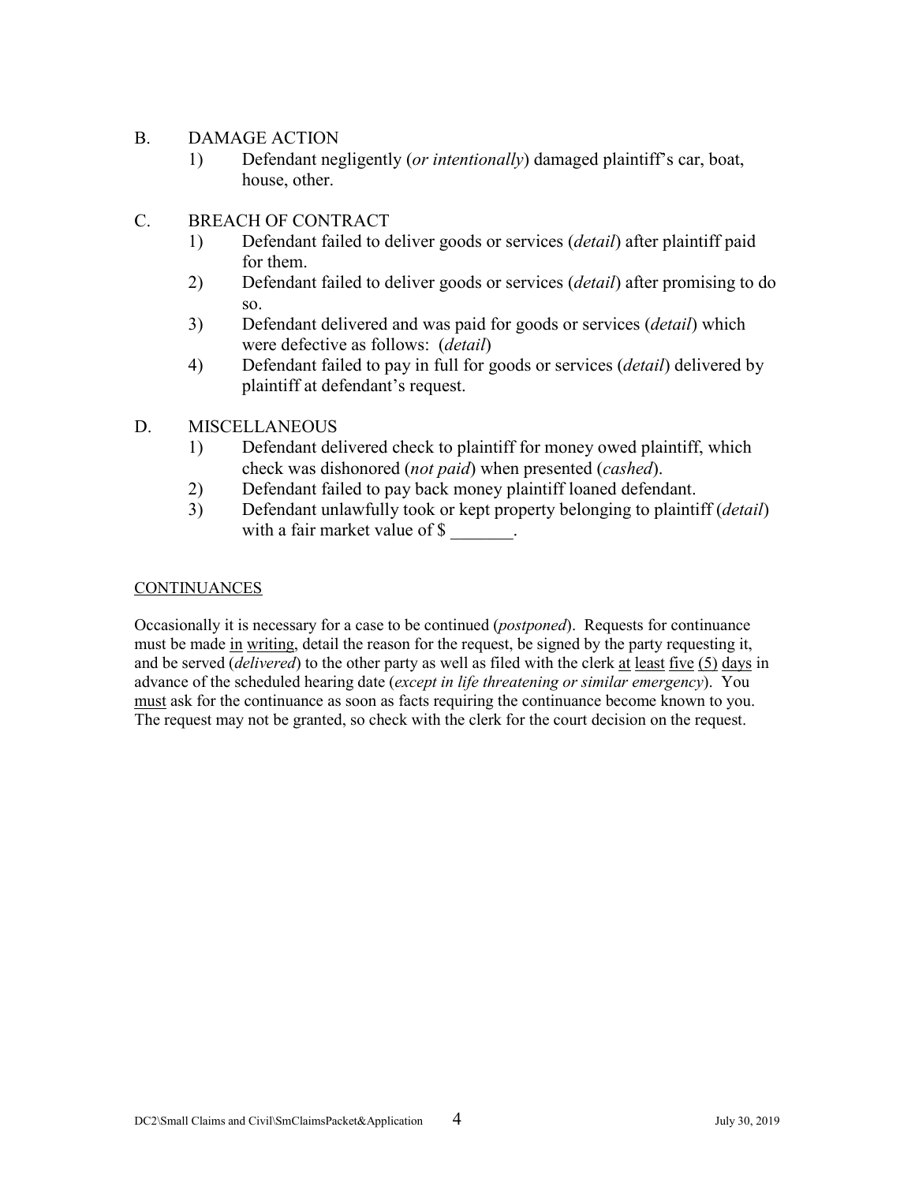B. DAMAGE ACTION

1) Defendant negligently (*or intentionally*) damaged plaintiff's car, boat, house, other.

C. BREACH OF CONTRACT

1) Defendant failed to deliver goods or services (*detail*) after plaintiff paid for them.
2) Defendant failed to deliver goods or services (*detail*) after promising to do so.
3) Defendant delivered and was paid for goods or services (*detail*) which were defective as follows: (*detail*)
4) Defendant failed to pay in full for goods or services (*detail*) delivered by plaintiff at defendant's request.

D. MISCELLANEOUS

1) Defendant delivered check to plaintiff for money owed plaintiff, which check was dishonored (*not paid*) when presented (*cashed*).
2) Defendant failed to pay back money plaintiff loaned defendant.
3) Defendant unlawfully took or kept property belonging to plaintiff (*detail*) with a fair market value of $ _______.

<u>CONTINUANCES</u>

Occasionally it is necessary for a case to be continued (*postponed*). Requests for continuance must be made <u>in writing</u>, detail the reason for the request, be signed by the party requesting it, and be served (*delivered*) to the other party as well as filed with the clerk <u>at least five (5) days</u> in advance of the scheduled hearing date (*except in life threatening or similar emergency*). You <u>must</u> ask for the continuance as soon as facts requiring the continuance become known to you. The request may not be granted, so check with the clerk for the court decision on the request.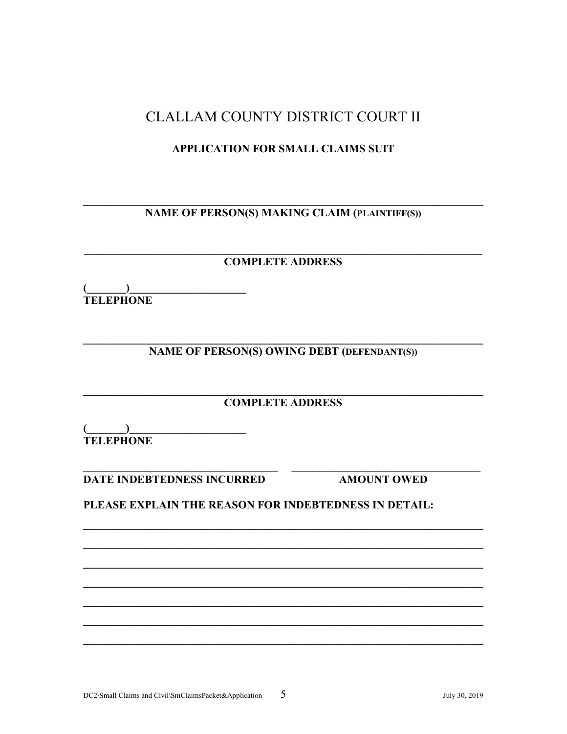# CLALLAM COUNTY DISTRICT COURT II

## APPLICATION FOR SMALL CLAIMS SUIT

______________________________________________________________________

**NAME OF PERSON(S) MAKING CLAIM (PLAINTIFF(S))**

______________________________________________________________________

**COMPLETE ADDRESS**

**(_______)_____________________**
**TELEPHONE**

______________________________________________________________________

**NAME OF PERSON(S) OWING DEBT (DEFENDANT(S))**

______________________________________________________________________

**COMPLETE ADDRESS**

**(_______)_____________________**
**TELEPHONE**

__________________________________ __________________________________

**DATE INDEBTEDNESS INCURRED** **AMOUNT OWED**

**PLEASE EXPLAIN THE REASON FOR INDEBTEDNESS IN DETAIL:**

______________________________________________________________________

______________________________________________________________________

______________________________________________________________________

______________________________________________________________________

______________________________________________________________________

______________________________________________________________________

______________________________________________________________________